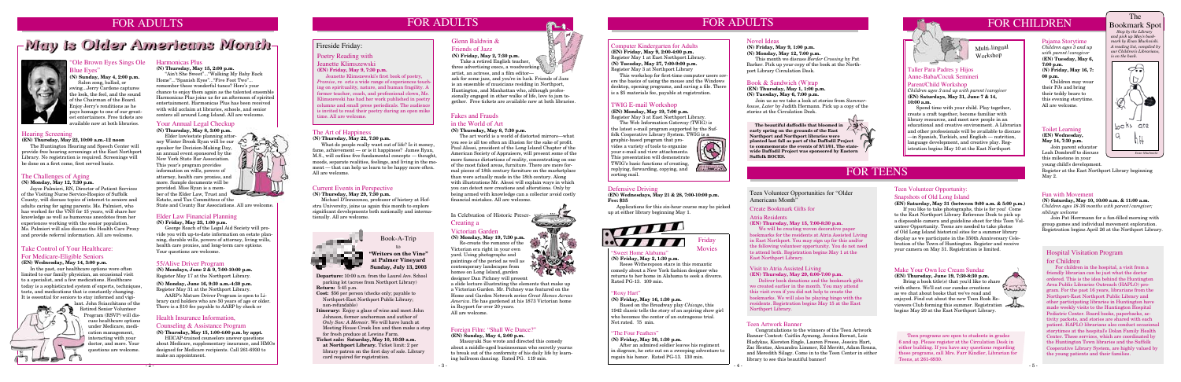# May is Older Americans Month

## FOR ADULTS

### "Ole Brown Eyes Sings Ole Blue Eyes"

**(N) Sunday, May 4, 2:00 p.m.**

Salon song, ballad, or swing...Jerry Cardone captures the look, the feel, and the sound of the Chairman of the Board. Enjoy Jerry's renditions as he pays homage to one of our greatest entertainers. Free tickets are available now at both libraries.

### Harmonicas Plus

**(N) Thursday, May 15, 2:00 p.m.**

"Ain't She Sweet"..."Walking My Baby Back Home"..."Spanish Eyes"..."Five Foot Two"... remember these wonderful tunes? Here's your chance to enjoy them again as the talented ensemble Harmonicas Plus joins us for an afternoon of spirited entertainment. Harmonicas Plus has been received with wild acclaim at libraries, schools, and senior centers all around Long Island. All are welcome.

### Hearing Screening

**(EN) Thursday, May 22, 10:00 a.m.-12 noon**

The Huntington Hearing and Speech Center will provide free hearing screenings at the East Northport Library. No registration is required. Screenings will be done on a first come, first served basis.

### The Challenges of Aging

**(N) Monday, May 12, 7:30 p.m.**

Joyce Palmieri, RN, Director of Patient Services of the Visiting Nurse Service-Hospice of Suffolk County, will discuss topics of interest to seniors and adults caring for aging parents. Ms. Palmieri, who has worked for the VNS for 15 years, will share her knowledge as well as humorous anecdotes from her experiences working with the senior population. Ms. Palmieri will also discuss the Health Care Proxy and provide referral information. All are welcome.

### Take Control of Your Healthcare: For Medicare-Eligible Seniors

**(EN) Wednesday, May 14, 3:00 p.m.**

In the past, our healthcare options were often limited to our family physician, an occasional visit to a specialist, and a few medications. Healthcare today is a sophisticated system of experts, techniques, tests, and medications that is constantly changing. It is essential for seniors to stay informed and vigilant. John Sciacchitano of the Retired Senior Volunteer Program (RSVP) will discuss healthcare options under Medicare, medication management, interacting with your doctor, and more. Your questions are welcome.

### Your Annual Legal Checkup

**(N) Thursday, May 8, 3:00 p.m.**

Elder law/estate planning attorney Wesser Brook Ryan will be our speaker for Decision-Making Day, an annual event sponsored by the New York State Bar Association. This year's program provides information on wills, powers of attorney, health care proxies, and more. Sample documents will be provided. Miss Ryan is a member of the Elder Law, Trust and Estate, and Tax Committees of the State and County Bar Associations. All are welcome.

### Elder Law Financial Planning

**(N) Friday, May 23, 1:00 p.m.**

George Roach of the Legal Aid Society will provide you with up-to-date information on estate planning, durable wills, powers of attorney, living wills, health care proxies, and long-term care options. Your questions are welcome.

### 55/Alive Driver Program

**(N) Mondays, June 2 & 9, 7:00-10:00 p.m.**
Register May 17 at the Northport Library.

**(N) Monday, June 16, 9:30 a.m.-4:30 p.m.**
Register May 31 at the Northport Library.

AARP's Mature Driver Program is open to Library card holders who are 50 years of age or older. There is a $10 fee payable to AARP by check or money order.

### Health Insurance Information, Counseling & Assistance Program

**(N) Thursday, May 15, 1:00-4:00 p.m. by appt.**

HIICAP-trained counselors answer questions about Medicare, supplementary insurance, and HMOs designed for Medicare recipients. Call 261-6930 to make an appointment.

### Fireside Friday:

#### Poetry Reading with Jeanette Klimszewski

**(EN) Friday, May 9, 7:30 p.m.**

Jeanette Klimszewski's first book of poetry, *Promise*, re-ects a wide range of experiences touching on spirituality, nature, and human fragility. A former teacher, coach, and professional clown, Ms. Klimszewski has had her work published in poetry columns and small press periodicals. The audience is invited to read their poetry during an open mike time. All are welcome.

### The Art of Happiness

**(N) Thursday, May 22, 7:30 p.m.**

What do people really want out of life? Is it money, fame, achievement — or is it happiness? James Ryan, M.S., will outline five fundamental concepts — thought, moods, separate realities, feelings, and living in the moment — that can help us learn to be happy more often. All are welcome.

### Current Events in Perspective

**(N) Thursday, May 29, 7:30 p.m.**

Michael D'Innocenzo, professor of history at Hofstra University, joins us again this month to explore significant developments both nationally and internationally. All are welcome.

### Book-A-Trip to "Writers on the Vine" at Palmer Vineyard

**Sunday, July 13, 2003**

**Departure:** 10:00 a.m. from the Laurel Ave. School parking lot (across from Northport Library)
**Return:** 5:45 p.m.
**Cost:** $56 per person (checks only; payable to Northport-East Northport Public Library; non-refundable)
**Itinerary:** Enjoy a glass of wine and meet John Johnson, former anchorman and author of *Only You: A Memoir*. We will have lunch at Meeting House Creek Inn and then make a stop for fresh produce at Lewins Farm.
**Ticket sale: Saturday, May 10, 10:30 a.m. at Northport Library.** Ticket limit: 2 per library patron on the first day of sale. Library card required for registration.

### Glenn Baldwin & Friends of Jazz

**(N) Friday, May 2, 7:30 p.m.**

Take a retired English teacher, three advertising execs, a woodworking artist, an actress, and a film editor—ask for some jazz, and you're in luck. Friends of Jazz is an ensemble of musicians residing in Northport, Huntington, and Manhattan who, although professionally engaged in other walks of life, love to jam together. Free tickets are available now at both libraries.

### Fakes and Frauds in the World of Art

**(N) Thursday, May 8, 7:30 p.m.**

The art world is a world of distorted mirrors—what you see is all too often an illusion for the sake of profit. Paul Alessi, president of the Long Island Chapter of the American Society of Appraisers, will present some of the more famous distortions of reality, concentrating on one of the most faked areas, furniture. There are more formal pieces of 18th century furniture on the marketplace than were actually made in the 18th century. Along with illustrations Mr. Alessi will explain ways in which you can detect new creations and alterations. Only by being armed with knowledge can a collector avoid costly financial mistakes. All are welcome.

### In Celebration of Historic Preservation Month: Creating a Victorian Garden

**(N) Monday, May 19, 7:30 p.m.**

Re-create the romance of the Victorian era right in your own yard. Using photographs and paintings of the period as well as contemporary landscapes from home and garden magazines, garden designer Dan Pichney will present a slide lecture illustrating the elements that make up a Victorian Garden. Mr. Pichney was featured on the Home and Garden Network series *Great Homes Across America*. He has gardened at his 1873 Victorian home in Bayport for over 20 years. All are welcome.

### Foreign Film: "Shall We Dance?"

**(EN) Sunday, May 4, 2:00 p.m.**

Masayuki Suo wrote and directed this comedy about a middle-aged businessman who secretly yearns to break out of the conformity of his daily life by learning ballroom dancing. Rated PG. 119 min.

### Computer Kindergarten for Adults

**(EN) Friday, May 9, 2:00-4:00 p.m.**
Register May 1 at East Northport Library.
**(N) Tuesday, May 27, 7:00-9:00 p.m.**
Register May 3 at Northport Library.

This workshop for first-time computer users covers the basics of using the mouse and the Windows desktop, opening programs, and saving a file. There is a $5 materials fee, payable at registration.

### TWIG E-mail Workshop

**(EN) Monday, May 19, 7:00 p.m.**
Register May 3 at East Northport Library.

The Web Information Gateway (TWIG) is the latest e-mail program supported by the Suffolk Cooperative Library System. TWIG is a graphic-based program that provides a variety of tools to organize your e-mail and view attachments. This presentation will demonstrate TWIG's basic functions of creating, replying, forwarding, copying, and sorting mail.

### Novel Ideas

**(N) Friday, May 9, 1:00 p.m.**
**(N) Monday, May 12, 7:00 p.m.**

This month we discuss *Border Crossing* by Pat Barker. Pick up your copy of the book at the Northport Library Circulation Desk.

### Book & Sandwich (W)rap

**(EN) Thursday, May 1, 1:00 p.m.**
**(N) Thursday, May 6, 7:00 p.m.**

Join us as we take a look at stories from *Summerhouse, Later* by Judith Hermann. Pick up a copy of the stories at the Circulation Desk.

**The beautiful daffodils that bloomed in early spring on the grounds of the East Northport and Northport libraries were planted last fall as part of the Daffodil Project to commemorate the events of 9/11/01. The statewide Daffodil Project was sponsored by Eastern Suffolk BOCES.**

### Defensive Driving

**(EN) Wednesdays, May 21 & 28, 7:00-10:00 p.m.**
**Fee: $35**

Applications for this six-hour course may be picked up at either library beginning May 1.

### Friday Movies

#### "Sweet Home Alabama"

**(N) Friday, May 2, 1:30 p.m.**

Reese Witherspoon stars in this romantic comedy about a New York fashion designer who returns to her home in Alabama to seek a divorce. Rated PG-13. 109 min.

#### "Roxy Hart"

**(N) Friday, May 16, 1:30 p.m.**

Based on the Broadway play *Chicago*, this 1942 classic tells the story of an aspiring show girl who becomes the center of an outrageous trial. Not rated. 75 min.

#### "The Four Feathers"

**(N) Friday, May 30, 1:30 p.m.**

After an admired soldier leaves his regiment in disgrace, he sets out on a sweeping adventure to regain his honor. Rated PG-13. 130 min.

## FOR TEENS

### Teen Volunteer Opportunities for "Older Americans Month"

#### Create Bookmark Gifts for Atria Residents

**(EN) Thursday, May 15, 7:00-8:30 p.m.**

We will be creating woven decorative paper bookmarks for the residents at Atria Assisted Living in East Northport. You may sign up for this and/or the following volunteer opportunity. You do not need to attend both. Registration begins May 1 at the East Northport Library.

#### Visit to Atria Assisted Living

**(EN) Thursday, May 29, 6:00-7:00 p.m.**

Deliver book donations and the bookmark gifts we created earlier in the month. You may attend this visit even if you did not help to create the bookmarks. We will also be playing bingo with the residents. Registration begins May 15 at the East Northport Library.

### Teen Artwork Banner

Congratulations to the winners of the Teen Artwork Banner Contest: Caitlin Aymong, Jessica Bernat, Lee Bladykas, Kiersten Engle, Lauren Freese, Jessica Hart, Zac Horton, Alexandra Lissner, Ed Merritt, Adam Renna, and Meredith Silagy. Come in to the Teen Center in either library to see this beautiful banner!

### Teen Volunteer Opportunity: Snapshots of Old Long Island

**(EN) Saturday, May 31 (between 9:00 a.m. & 5:00 p.m.)**

If you like to take photographs, this is for you! Come to the East Northport Library Reference Desk to pick up a disposable camera and guideline sheet for this Teen Volunteer Opportunity. Teens are needed to take photos of Old Long Island historical sites for a summer library display as we participate in the 350th Anniversary Celebration of the Town of Huntington. Register and receive your camera on May 31. Registration is limited.

### Make Your Own Ice Cream Sundae

**(EN) Thursday, June 19, 7:30-8:30 p.m.**

Bring a book title(s) that you'd like to share with others. We'll eat our sundae creations as we chat about books that we've read and enjoyed. Find out about the new Teen Book Reviewers Club forming this summer. Registration begins May 29 at the East Northport Library.

**Teen programs are open to students in grades 6 and up. Please register at the Circulation Desk in either building. If you have any questions regarding these programs, call Mrs. Farr Kindler, Librarian for Teens, at 261-6930.**

## FOR CHILDREN

### Multi-lingual Workshop

#### Taller Para Padres y Hijos / Anne-Baba/Cocuk Semineri / Parent/Child Workshop

*Children ages 3 and up with parent/caregiver*
**(EN) Saturdays, May 31, June 7 & 14, 10:00 a.m.**

Spend time with your child. Play together, create a craft together, become familiar with library resources, and meet new people in an educational and creative environment. A Librarian and other professionals will be available to discuss —in Spanish, Turkish, and English — nutrition, language development, and creative play. Registration begins May 10 at the East Northport Library.

### Pajama Storytime

*Children ages 3 and up with parent/caregiver*
**(EN) Tuesday, May 6, 7:00 p.m.**
**(N) Friday, May 16, 7:00 p.m.**

Children may wear their PJs and bring their teddy bears to this evening storytime. All are welcome.

### The Bookmark Spot

*Stop by the Library and pick up May's bookmark by Rowe Wachtel. A reading list, compiled by our Children's Librarians, is on the back.*

### Toilet Learning

**(EN) Wednesday, May 14, 7:30 p.m.**

Join parent educator Leah Dornfeld to discuss this milestone in your young child's development. Register at the East Northport Library beginning May 2.

### Fun with Movement

**(N) Saturday, May 10, 10:00 a.m. & 11:00 a.m.**
*Children ages 18-36 months with parent/caregiver; siblings welcome*

Jan Pat Herrmann for a fun-filled morning with group games and individual movement exploration. Registration begins April 26 at the Northport Library.

### Hospital Visitation Program for Children

For children in the hospital, a visit from a friendly librarian can be just what the doctor ordered. This is the idea behind the Huntington Area Public Libraries Outreach (HAPLO) program. For the past 16 years, librarians from the Northport-East Northport Public Library and other participating libraries in Huntington have made weekly visits to the Huntington Hospital Pediatric Center. Board books, paperbacks, activity packets, and stories are shared with each patient. HAPLO librarians also conduct occasional storytimes at the hospital's Dolan Family Health Center. These services, which are coordinated by the Huntington Town libraries and the Suffolk Cooperative Library System, are highly valued by the young patients and their families.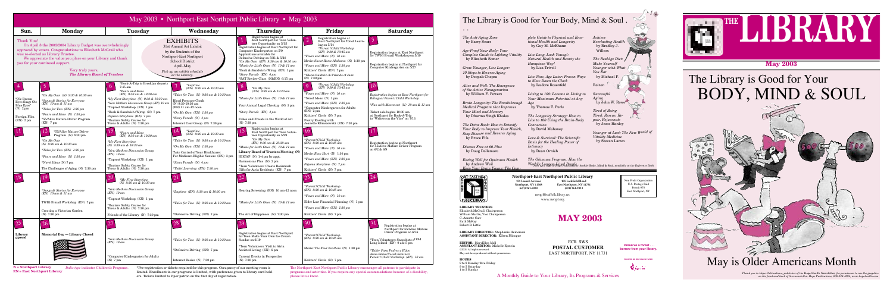# May 2003 • Northport-East Northport Public Library • May 2003

| Sun. | Monday | Tuesday | Wednesday | Thursday | Friday | Saturday |
|---|---|---|---|---|---|---|
| Thank You! On April 8 the 2003/2004 Library Budget was overwhelmingly approved by voters. Congratulations to Elizabeth McGrail who was re-elected as Library Trustee. We appreciate the value you place on your Library and thank you for your continued support. Very truly yours, *The Library Board of Trustees* | | | **EXHIBITS** 31st Annual Art Exhibit by the Students of the Northport-East Northport School District April-May *Pick up an exhibit schedule at the Library* | **1** Registration begins at East Northport for Teen Volunteer Opportunity on 5/15<br>Registration begins at East Northport for Computer Kindergarten on 5/9<br>Applications available for Defensive Driving on 5/21 & 5/28<br>*On My Own (EN) 9:30 am & 10:30 am<br>*Music for Little Ones (N) 10 & 11 am<br>*Book & Sandwich (W)rap (EN) 1 pm<br>*Story Parade (EN) 4 pm<br>*SAT Review Class (N&EN) 6:15 pm | **2** Registration begins at East Northport for Toilet Learning on 5/14<br>*Parent/Child Workshop (EN) 9:30 & 10:45 am<br>*Fours and More (N) 10 am<br>Movie: Sweet Home Alabama (N) 1:30 pm<br>*Fours and More (EN) 1:30 pm<br>Knitters' Circle (EN) 7 pm<br>*Glenn Baldwin & Friends of Jazz (N) 7:30 pm | **3** Registration begins at East Northport for TWIG E-mail Workshop on 5/19<br>Registration begins at Northport for Computer Kindergarten on 5/27 |
| **4** *Ole Brown Eyes Sings Ole Blue Eyes" (N) 2 pm<br>Foreign Film (EN) 2 pm | **5** *On My Own (N) 9:30 & 10:30 am<br>*Songs & Stories for Everyone (EN) 10 am & 11 am<br>*Tales for Two (EN) 1:30 pm<br>*Fours and More (N) 1:30 pm<br>*55/Alive Mature Driver Program (EN) 7 pm | **6** *Book-A-Trip to Brooklyn departs 7:45 am<br>*Fours and More (EN) 9:30 am & 10:20 am<br>*My First Storytime (N) 9:30 & 10:30 am<br>*New Mothers Discussion Group (EN) 10 am<br>*Tapout Workshop (EN) 1 pm<br>*Book & Sandwich (W)rap (N) 7 pm<br>*Pajama Storytime (EN) 7 pm<br>*Beaters Safety Course for Teens & Adults (N) 7:30 pm | **7** *Laptime (EN) 9:30 am & 10:30 am<br>*Tales for Two (N) 9:30 am & 10:30 am<br>Blood Pressure Check (N) 9:30-10:30 am (EN) 11 am-12 noon<br>*On My Own (EN) 1:30 pm<br>*Story Parade (N) 4 pm<br>Internet User Group (N) 7:30 pm | **8** *On My Own (EN) 9:30 am & 10:30 am<br>*Music for Little Ones (N) 10 & 11 am<br>Your Annual Legal Checkup (N) 1 pm<br>*Story Parade (EN) 4 pm<br>Fakes and Frauds in the World of Art (N) 7:30 pm | **9** *Parent/Child Workshop (EN) 9:30 & 10:45 am<br>*Fours and More (N) 10 am<br>*Novel Ideas (N) 1 pm<br>*Fours and More (EN) 1:30 pm<br>*Computer Kindergarten for Adults (EN) 2 pm<br>Knitters' Circle (EN) 7 pm<br>Poetry Reading with Jeanette Klimszewski (EN) 7:30 pm | **10** *Registration begins at East Northport for Bilingual Parent/Child Workshop*<br>*Fun with Movement (N) 10 am & 11 am<br>Ticket sale begins 10:30 am at Northport for Book-A-Trip to "Writers on the Vine" on 7/13 |
| **11** | **12** *55/Alive Mature Driver Program (N) 9:30 pm<br>*On My Own (N) 9:30 am & 10:30 am<br>*Tales for Two (EN) 1:30 pm<br>*Fours and More (N) 1:30 pm<br>*Novel Ideas (N) 7 pm<br>The Challenges of Aging (N) 7:30 pm | **13** *Fours and More (EN) 9:30 am & 10:20 am<br>*My First Storytime (N) 9:30 am & 10:30 am<br>*New Mothers Discussion Group (EN) 10 am<br>*Tapout Workshop (EN) 1 pm<br>*Beaters Safety Course for Teens & Adults (N) 7:30 pm | **14** *Laptime (EN) 9:30 am & 10:30 am<br>*Tales for Two (N) 9:30 am & 10:30 am<br>*On My Own (EN) 1:30 pm<br>Take Control of Your Healthcare: For Medicare-Eligible Seniors (EN) 3 pm<br>*Story Parade (N) 4 pm<br>*Toilet Learning (EN) 7:30 pm | **15** Registration begins at East Northport for Teen Volunteer Opportunity on 5/29<br>*On My Own (EN) 9:30 am & 10:30 am<br>*Music for Little Ones (N) 10 & 11 am<br>**Library Board of Trustees Meeting (N)**<br>HIICAP (N) 1-4 pm by appt.<br>Harmonious Plus (N) 2 pm<br>*Teen Volunteers: Create Bookmark Gifts for Atria Residents (EN) 7 pm | **16** *Parent/Child Workshop (EN) 9:30 am & 10:45 am<br>*Fours and More (N) 10 am<br>Movie: Roxy Hart (N) 1:30 pm<br>*Fours and More (EN) 1:30 pm<br>Pajama Storytime (N) 7 pm<br>Knitters' Circle (EN) 7 pm | **17** Registration begins at Northport for 55/Alive Mature Driver Program on 6/2 & 6/9 |
| **18** | **19** *Songs & Stories for Everyone (EN) 10 am & 11 am<br>TWIG E-mail Workshop (EN) 7 pm<br>Creating a Victorian Garden (N) 7:30 pm | **20** *My First Storytime (N) 9:30 am & 10:30 am<br>*New Mothers Discussion Group (EN) 10 am<br>*Tapout Workshop (EN) 1 pm<br>*Beaters Safety Course for Teens & Adults (N) 7:30 pm<br>Friends of the Library (N) 7:30 pm | **21** *Laptime (EN) 9:30 am & 10:30 am<br>*Tales for Two (N) 9:30 am & 10:30 am<br>*Defensive Driving (EN) 7 pm | **22** Hearing Screening (EN) 10 am-12 noon<br>*Music for Little Ones (N) 10 & 11 am<br>The Art of Happiness (N) 7:30 pm | **23** *Parent/Child Workshop (EN) 9:30 am & 10:45 am<br>*Fours and More (N) 10 am<br>Elder Law Financial Planning (N) 1 pm<br>*Fours and More (EN) 1:30 pm<br>Knitters' Circle (EN) 7 pm | **24** |
| **25** Library Closed | **26** Memorial Day — Library Closed | **27** *New Mothers Discussion Group (EN) 10 am<br>*Computer Kindergarten for Adults (N) 7 pm | **28** *Tales for Two (N) 9:30 am & 10:30 am<br>*Defensive Driving (EN) 7 pm<br>Internet Basics (N) 7:30 pm | **29** Registration begins at East Northport for Teen Make Your Own Ice Cream Sundae on 6/19<br>*Teen Volunteers: Visit to Atria Assisted Living (EN) 6 pm<br>Current Events in Perspective (N) 7:30 pm | **30** *Parent/Child Workshop (EN) 9:30 am & 10:45 am<br>Movie: The Four Feathers (N) 1:30 pm<br>Knitters' Circle (EN) 7 pm | **31** Registration begins at Northport for 55/Alive Mature Driver Program on 6/16<br>*Teen Volunteers: Snapshots of Old Long Island (EN) 9 am-5 pm<br>*Taller Para Padres y Hijos Junto-Bebe (Crash Seminar) Parent/Child Workshop (EN) 10 am |

**N = Northport Library**
**EN = East Northport Library**

*Italic type indicates Children's Programs.*

*Pre-registration or tickets required for this program. Occupancy of our meeting room is limited. Enrollment in our programs is limited, with preference given to library card holders. Tickets limited to 2 per patron on the first day of registration.

The Northport-East Northport Public Library encourages all patrons to participate in programs and activities. If you require any special accommodations because of a disability, please let us know.

## The Library is Good for Your Body, Mind & Soul . . .

*The Anti-Aging Zone* by Barry Sears

*Age-Proof Your Body: Your Complete Guide to Lifelong Vitality* by Elizabeth Somer

*Grow Younger, Live Longer: 10 Steps to Reverse Aging* by Deepak Chopra

*Alive and Well: The Emergence of the Active Nonagenarian* by William F. Powers

*Brain Longevity: The Breakthrough Medical Program that Improves Your Mind and Memory* by Dharma Singh Khalsa

*The Detox Book: How to Detoxify Your Body to Improve Your Health, Stop Disease and Reverse Aging* by Bruce Fife

*Disease Free at 60-Plus* by Doug Dollemore

*Eating Well for Optimum Health* by Andrew Weil

*Keep Your Brain Young: The Complete Guide to Physical and Emotional Health and Longevity* by Guy M. McKhann

*Live Long, Look Young!: Natural Health and Beauty the Hamptons Way!* by Lisa Trivell

*Live Now, Age Later: Proven Ways to Slow Down the Clock* by Isadore Rosenfeld

*Living to 100: Lessons in Living to Your Maximum Potential at Any Age* by Thomas T. Perls

*The Longevity Strategy: How to Live to 100 Using the Brain-Body Connection* by David Mahoney

*Love & Survival: The Scientific Basis for the Healing Power of Intimacy* by Dean Ornish

*The Okinawa Program: How the World's Longest-Lived People Achieve Everlasting Health* by Bradley J. Willcox

*The RealAge Diet: Make Yourself Younger with What You Eat* by Michael F. Roizen

*Successful Aging* by John W. Rowe

*Tired of Being Tired: Rescue, Repair, Rejuvenate* by Jesse Hanley

*Younger at Last: The New World of Vitality Medicine* by Steven Lamm

*Find these and other titles in our booklet Body, Mind & Soul, available at the Reference Desk.*

**Northport-East Northport Public Library**

151 Laurel Avenue, Northport, NY 11768, (631) 261-6930

185 Larkfield Road, East Northport, NY 11731, (631) 261-2313

nenpl@suffolk.lib.ny.us

www.nenpl.org

Non Profit Organization
U.S. Postage Paid
Permit #78
East Northport, NY

**LIBRARY TRUSTEES**
Elizabeth McGrail, Chairperson
William Martin, Vice Chairperson
C. Annette Carr
Beth McKay
Robert E. Little

**LIBRARY DIRECTOR:** Stephanie Heineman
**ASSISTANT DIRECTOR:** Eileen Minogue

**EDITOR:** MaryEllen Mall
**ASSISTANT EDITOR:** Michelle Epstein
©2003 All rights reserved.
May not be reproduced without permission.

**HOURS**
9 to 9 Monday thru Friday
9 to 5 Saturday
1 to 5 Sunday

# MAY 2003

ECR SWS
**POSTAL CUSTOMER**
EAST NORTHPORT, NY 11731

**Preserve a forest . . . borrow from your library.**

PRINTED ON RECYCLED PAPER

A Monthly Guide to Your Library, Its Programs & Services

# THE LIBRARY

**May 2003**

# The Library is Good for Your BODY, MIND & SOUL

# May is Older Americans Month

*Thank you to Hope Publications, publisher of the Hope Health Newsletter, for permission to use the graphics on the front and back of this newsletter. Hope Publications, 800-334-4094, www.hopehealth.com*